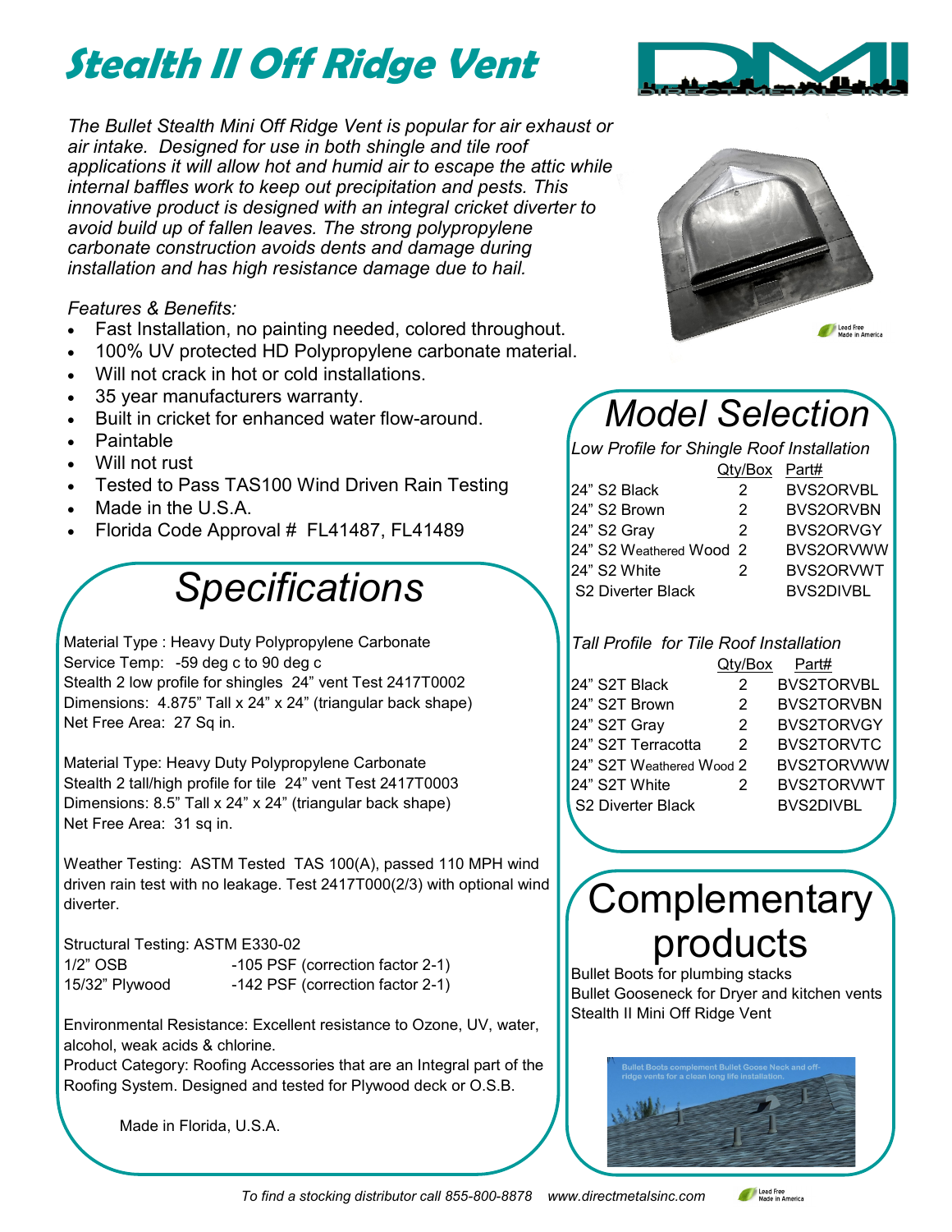# Stealth II Off Ridge Vent

*The Bullet Stealth Mini Off Ridge Vent is popular for air exhaust or air intake. Designed for use in both shingle and tile roof applications it will allow hot and humid air to escape the attic while internal baffles work to keep out precipitation and pests. This innovative product is designed with an integral cricket diverter to avoid build up of fallen leaves. The strong polypropylene carbonate construction avoids dents and damage during installation and has high resistance damage due to hail.*

*Features & Benefits:*

- Fast Installation, no painting needed, colored throughout.
- 100% UV protected HD Polypropylene carbonate material.
- Will not crack in hot or cold installations.
- 35 year manufacturers warranty.
- Built in cricket for enhanced water flow-around.
- Paintable
- Will not rust
- Tested to Pass TAS100 Wind Driven Rain Testing
- Made in the U.S.A.
- Florida Code Approval # FL41487, FL41489

## Specifications

Material Type : Heavy Duty Polypropylene Carbonate
Service Temp: -59 deg c to 90 deg c
Stealth 2 low profile for shingles 24" vent Test 2417T0002
Dimensions: 4.875" Tall x 24" x 24" (triangular back shape)
Net Free Area: 27 Sq in.

Material Type: Heavy Duty Polypropylene Carbonate
Stealth 2 tall/high profile for tile 24" vent Test 2417T0003
Dimensions: 8.5" Tall x 24" x 24" (triangular back shape)
Net Free Area: 31 sq in.

Weather Testing: ASTM Tested TAS 100(A), passed 110 MPH wind driven rain test with no leakage. Test 2417T000(2/3) with optional wind diverter.

Structural Testing: ASTM E330-02

| | |
|---|---|
| 1/2" OSB | -105 PSF (correction factor 2-1) |
| 15/32" Plywood | -142 PSF (correction factor 2-1) |

Environmental Resistance: Excellent resistance to Ozone, UV, water, alcohol, weak acids & chlorine.
Product Category: Roofing Accessories that are an Integral part of the Roofing System. Designed and tested for Plywood deck or O.S.B.

Made in Florida, U.S.A.

## Model Selection

*Low Profile for Shingle Roof Installation*

| | Qty/Box | Part# |
|---|---|---|
| 24" S2 Black | 2 | BVS2ORVBL |
| 24" S2 Brown | 2 | BVS2ORVBN |
| 24" S2 Gray | 2 | BVS2ORVGY |
| 24" S2 Weathered Wood | 2 | BVS2ORVWW |
| 24" S2 White | 2 | BVS2ORVWT |
| S2 Diverter Black | | BVS2DIVBL |

*Tall Profile for Tile Roof Installation*

| | Qty/Box | Part# |
|---|---|---|
| 24" S2T Black | 2 | BVS2TORVBL |
| 24" S2T Brown | 2 | BVS2TORVBN |
| 24" S2T Gray | 2 | BVS2TORVGY |
| 24" S2T Terracotta | 2 | BVS2TORVTC |
| 24" S2T Weathered Wood | 2 | BVS2TORVWW |
| 24" S2T White | 2 | BVS2TORVWT |
| S2 Diverter Black | | BVS2DIVBL |

## Complementary products

Bullet Boots for plumbing stacks
Bullet Gooseneck for Dryer and kitchen vents
Stealth II Mini Off Ridge Vent

*To find a stocking distributor call 855-800-8878 www.directmetalsinc.com*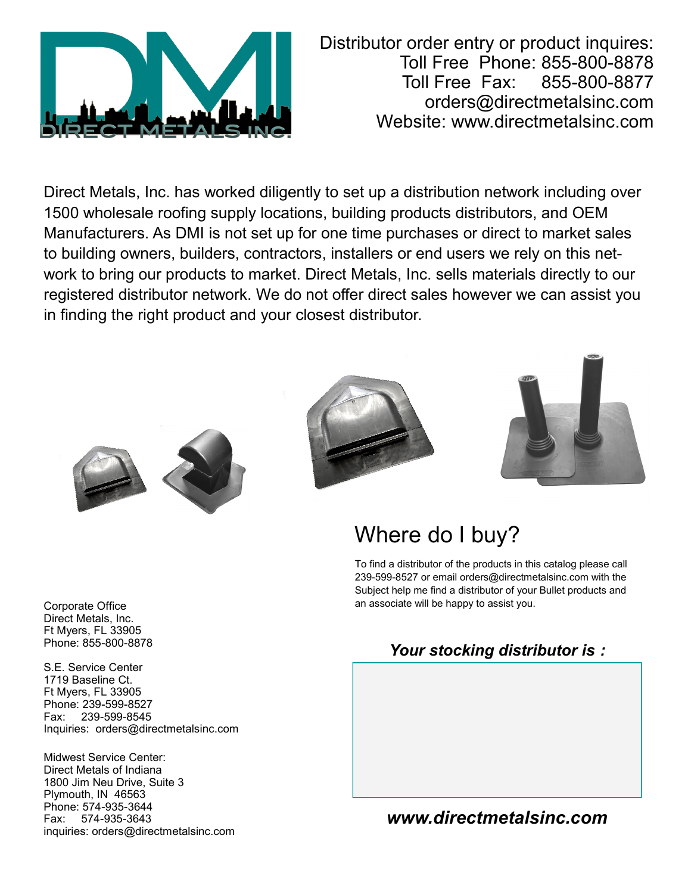Distributor order entry or product inquires:
Toll Free Phone: 855-800-8878
Toll Free Fax: 855-800-8877
orders@directmetalsinc.com
Website: www.directmetalsinc.com

Direct Metals, Inc. has worked diligently to set up a distribution network including over 1500 wholesale roofing supply locations, building products distributors, and OEM Manufacturers. As DMI is not set up for one time purchases or direct to market sales to building owners, builders, contractors, installers or end users we rely on this network to bring our products to market. Direct Metals, Inc. sells materials directly to our registered distributor network. We do not offer direct sales however we can assist you in finding the right product and your closest distributor.

## Where do I buy?

To find a distributor of the products in this catalog please call 239-599-8527 or email orders@directmetalsinc.com with the Subject help me find a distributor of your Bullet products and an associate will be happy to assist you.

Corporate Office
Direct Metals, Inc.
Ft Myers, FL 33905
Phone: 855-800-8878

S.E. Service Center
1719 Baseline Ct.
Ft Myers, FL 33905
Phone: 239-599-8527
Fax: 239-599-8545
Inquiries: orders@directmetalsinc.com

Midwest Service Center:
Direct Metals of Indiana
1800 Jim Neu Drive, Suite 3
Plymouth, IN 46563
Phone: 574-935-3644
Fax: 574-935-3643
inquiries: orders@directmetalsinc.com

***Your stocking distributor is :***

***www.directmetalsinc.com***